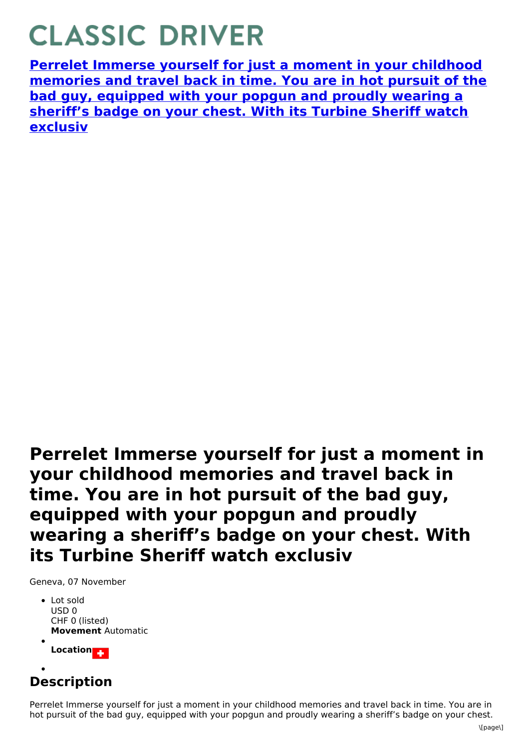# CLASSIC DRIVER

**[Perrelet Immerse yourself for just a moment in your childhood memories and travel back in time. You are in hot pursuit of the bad guy, equipped with your popgun and proudly wearing a sheriff's badge on your chest. With its Turbine Sheriff watch exclusiv]()**

## Perrelet Immerse yourself for just a moment in your childhood memories and travel back in time. You are in hot pursuit of the bad guy, equipped with your popgun and proudly wearing a sheriff's badge on your chest. With its Turbine Sheriff watch exclusiv

Geneva, 07 November

- Lot sold
  USD 0
  CHF 0 (listed)
  **Movement** Automatic
- **Location**
- 

## Description

Perrelet Immerse yourself for just a moment in your childhood memories and travel back in time. You are in hot pursuit of the bad guy, equipped with your popgun and proudly wearing a sheriff's badge on your chest.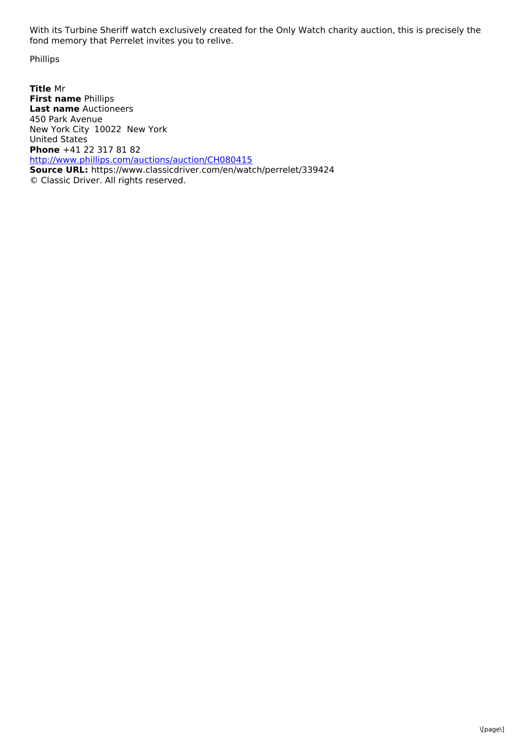With its Turbine Sheriff watch exclusively created for the Only Watch charity auction, this is precisely the fond memory that Perrelet invites you to relive.

Phillips

**Title** Mr
**First name** Phillips
**Last name** Auctioneers
450 Park Avenue
New York City 10022 New York
United States
**Phone** +41 22 317 81 82
http://www.phillips.com/auctions/auction/CH080415
**Source URL:** https://www.classicdriver.com/en/watch/perrelet/339424
© Classic Driver. All rights reserved.